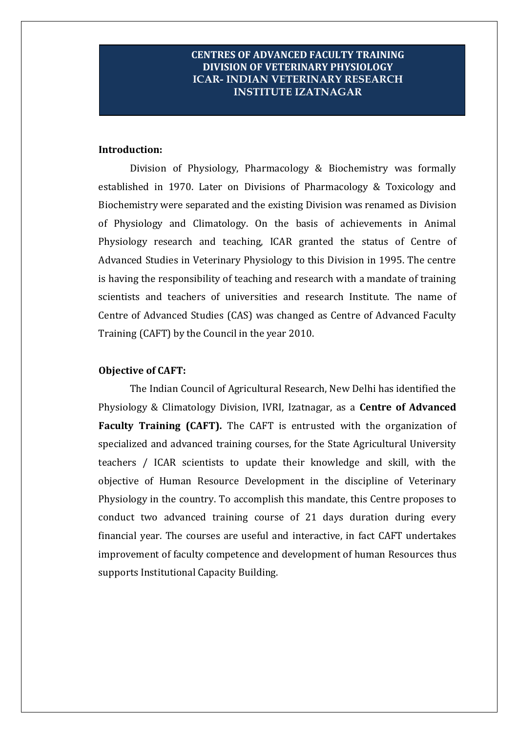# CENTRES OF ADVANCED FACULTY TRAINING
# DIVISION OF VETERINARY PHYSIOLOGY
# ICAR- INDIAN VETERINARY RESEARCH INSTITUTE IZATNAGAR

## Introduction:

Division of Physiology, Pharmacology & Biochemistry was formally established in 1970. Later on Divisions of Pharmacology & Toxicology and Biochemistry were separated and the existing Division was renamed as Division of Physiology and Climatology. On the basis of achievements in Animal Physiology research and teaching, ICAR granted the status of Centre of Advanced Studies in Veterinary Physiology to this Division in 1995. The centre is having the responsibility of teaching and research with a mandate of training scientists and teachers of universities and research Institute. The name of Centre of Advanced Studies (CAS) was changed as Centre of Advanced Faculty Training (CAFT) by the Council in the year 2010.

## Objective of CAFT:

The Indian Council of Agricultural Research, New Delhi has identified the Physiology & Climatology Division, IVRI, Izatnagar, as a **Centre of Advanced Faculty Training (CAFT).** The CAFT is entrusted with the organization of specialized and advanced training courses, for the State Agricultural University teachers / ICAR scientists to update their knowledge and skill, with the objective of Human Resource Development in the discipline of Veterinary Physiology in the country. To accomplish this mandate, this Centre proposes to conduct two advanced training course of 21 days duration during every financial year. The courses are useful and interactive, in fact CAFT undertakes improvement of faculty competence and development of human Resources thus supports Institutional Capacity Building.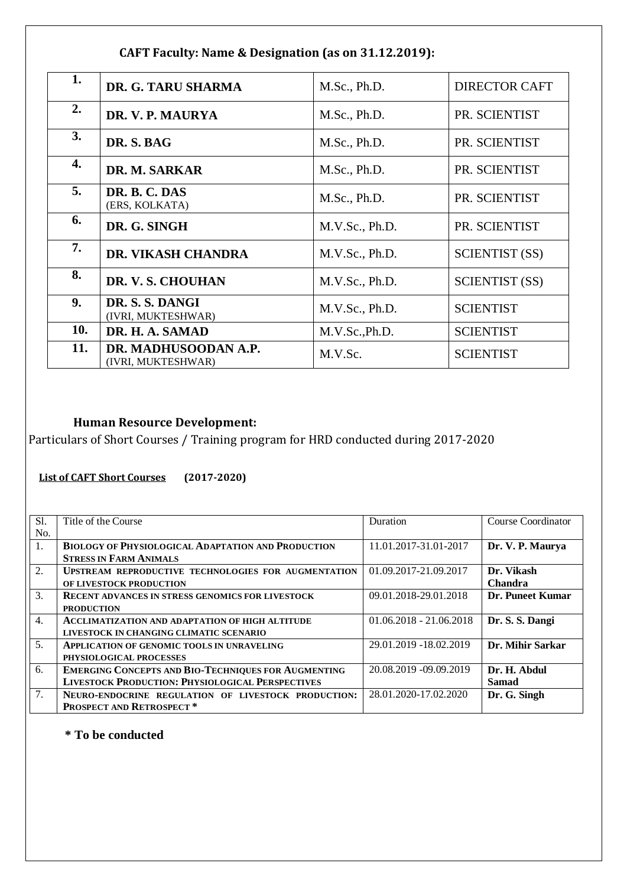## CAFT Faculty: Name & Designation (as on 31.12.2019):

| | | | |
|---|---|---|---|
| **1.** | **DR. G. TARU SHARMA** | M.Sc., Ph.D. | DIRECTOR CAFT |
| **2.** | **DR. V. P. MAURYA** | M.Sc., Ph.D. | PR. SCIENTIST |
| **3.** | **DR. S. BAG** | M.Sc., Ph.D. | PR. SCIENTIST |
| **4.** | **DR. M. SARKAR** | M.Sc., Ph.D. | PR. SCIENTIST |
| **5.** | **DR. B. C. DAS** (ERS, KOLKATA) | M.Sc., Ph.D. | PR. SCIENTIST |
| **6.** | **DR. G. SINGH** | M.V.Sc., Ph.D. | PR. SCIENTIST |
| **7.** | **DR. VIKASH CHANDRA** | M.V.Sc., Ph.D. | SCIENTIST (SS) |
| **8.** | **DR. V. S. CHOUHAN** | M.V.Sc., Ph.D. | SCIENTIST (SS) |
| **9.** | **DR. S. S. DANGI** (IVRI, MUKTESHWAR) | M.V.Sc., Ph.D. | SCIENTIST |
| **10.** | **DR. H. A. SAMAD** | M.V.Sc.,Ph.D. | SCIENTIST |
| **11.** | **DR. MADHUSOODAN A.P.** (IVRI, MUKTESHWAR) | M.V.Sc. | SCIENTIST |

## Human Resource Development:

Particulars of Short Courses / Training program for HRD conducted during 2017-2020

**List of CAFT Short Courses (2017-2020)**

| Sl. No. | Title of the Course | Duration | Course Coordinator |
|---|---|---|---|
| 1. | **BIOLOGY OF PHYSIOLOGICAL ADAPTATION AND PRODUCTION STRESS IN FARM ANIMALS** | 11.01.2017-31.01-2017 | **Dr. V. P. Maurya** |
| 2. | **UPSTREAM REPRODUCTIVE TECHNOLOGIES FOR AUGMENTATION OF LIVESTOCK PRODUCTION** | 01.09.2017-21.09.2017 | **Dr. Vikash Chandra** |
| 3. | **RECENT ADVANCES IN STRESS GENOMICS FOR LIVESTOCK PRODUCTION** | 09.01.2018-29.01.2018 | **Dr. Puneet Kumar** |
| 4. | **ACCLIMATIZATION AND ADAPTATION OF HIGH ALTITUDE LIVESTOCK IN CHANGING CLIMATIC SCENARIO** | 01.06.2018 - 21.06.2018 | **Dr. S. S. Dangi** |
| 5. | **APPLICATION OF GENOMIC TOOLS IN UNRAVELING PHYSIOLOGICAL PROCESSES** | 29.01.2019 -18.02.2019 | **Dr. Mihir Sarkar** |
| 6. | **EMERGING CONCEPTS AND BIO-TECHNIQUES FOR AUGMENTING LIVESTOCK PRODUCTION: PHYSIOLOGICAL PERSPECTIVES** | 20.08.2019 -09.09.2019 | **Dr. H. Abdul Samad** |
| 7. | **NEURO-ENDOCRINE REGULATION OF LIVESTOCK PRODUCTION: PROSPECT AND RETROSPECT *** | 28.01.2020-17.02.2020 | **Dr. G. Singh** |

**\* To be conducted**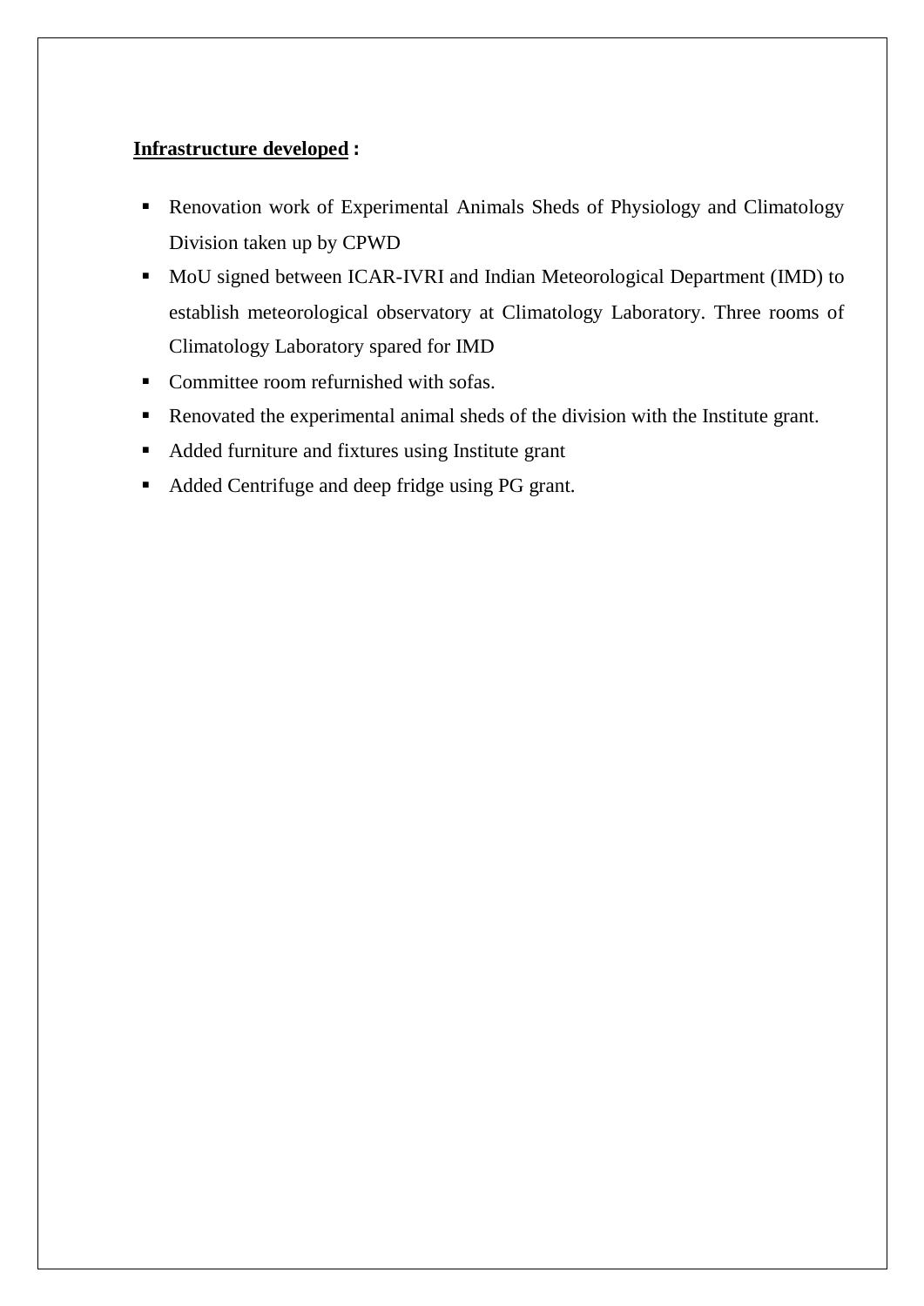**Infrastructure developed :**

- Renovation work of Experimental Animals Sheds of Physiology and Climatology Division taken up by CPWD
- MoU signed between ICAR-IVRI and Indian Meteorological Department (IMD) to establish meteorological observatory at Climatology Laboratory. Three rooms of Climatology Laboratory spared for IMD
- Committee room refurnished with sofas.
- Renovated the experimental animal sheds of the division with the Institute grant.
- Added furniture and fixtures using Institute grant
- Added Centrifuge and deep fridge using PG grant.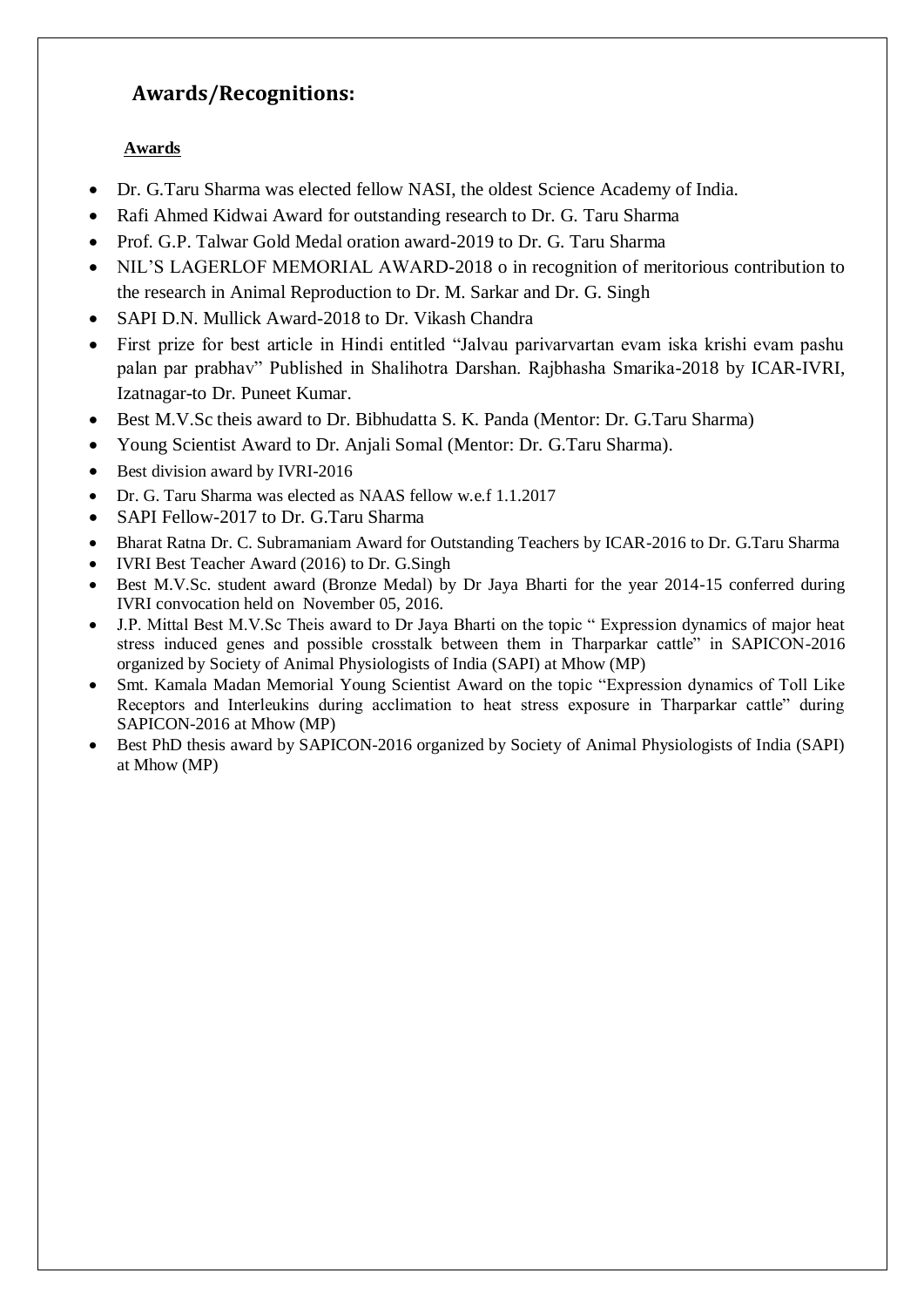## Awards/Recognitions:

### Awards

- Dr. G.Taru Sharma was elected fellow NASI, the oldest Science Academy of India.
- Rafi Ahmed Kidwai Award for outstanding research to Dr. G. Taru Sharma
- Prof. G.P. Talwar Gold Medal oration award-2019 to Dr. G. Taru Sharma
- NIL'S LAGERLOF MEMORIAL AWARD-2018 o in recognition of meritorious contribution to the research in Animal Reproduction to Dr. M. Sarkar and Dr. G. Singh
- SAPI D.N. Mullick Award-2018 to Dr. Vikash Chandra
- First prize for best article in Hindi entitled "Jalvau parivarvartan evam iska krishi evam pashu palan par prabhav" Published in Shalihotra Darshan. Rajbhasha Smarika-2018 by ICAR-IVRI, Izatnagar-to Dr. Puneet Kumar.
- Best M.V.Sc theis award to Dr. Bibhudatta S. K. Panda (Mentor: Dr. G.Taru Sharma)
- Young Scientist Award to Dr. Anjali Somal (Mentor: Dr. G.Taru Sharma).
- Best division award by IVRI-2016
- Dr. G. Taru Sharma was elected as NAAS fellow w.e.f 1.1.2017
- SAPI Fellow-2017 to Dr. G.Taru Sharma
- Bharat Ratna Dr. C. Subramaniam Award for Outstanding Teachers by ICAR-2016 to Dr. G.Taru Sharma
- IVRI Best Teacher Award (2016) to Dr. G.Singh
- Best M.V.Sc. student award (Bronze Medal) by Dr Jaya Bharti for the year 2014-15 conferred during IVRI convocation held on November 05, 2016.
- J.P. Mittal Best M.V.Sc Theis award to Dr Jaya Bharti on the topic " Expression dynamics of major heat stress induced genes and possible crosstalk between them in Tharparkar cattle" in SAPICON-2016 organized by Society of Animal Physiologists of India (SAPI) at Mhow (MP)
- Smt. Kamala Madan Memorial Young Scientist Award on the topic "Expression dynamics of Toll Like Receptors and Interleukins during acclimation to heat stress exposure in Tharparkar cattle" during SAPICON-2016 at Mhow (MP)
- Best PhD thesis award by SAPICON-2016 organized by Society of Animal Physiologists of India (SAPI) at Mhow (MP)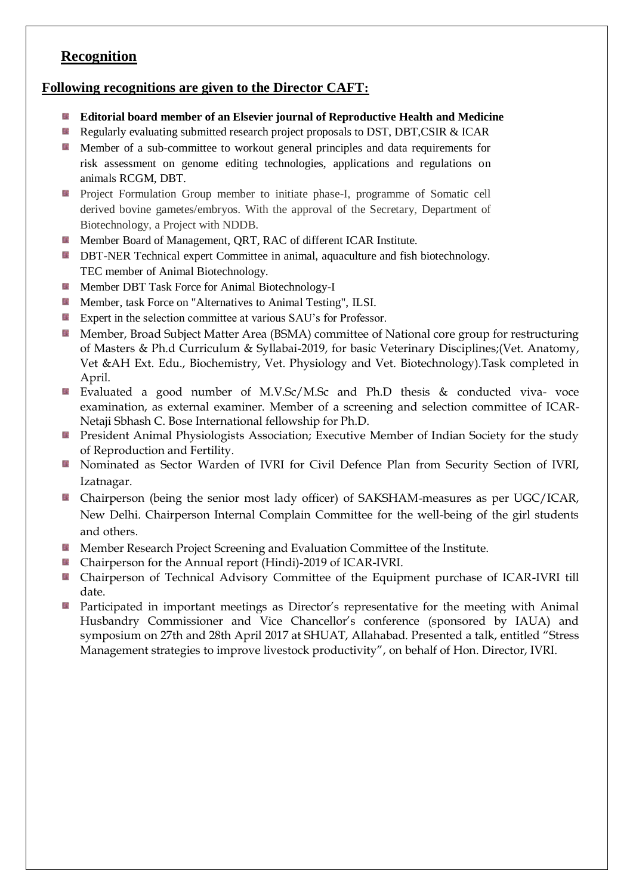## Recognition

### Following recognitions are given to the Director CAFT:

- **Editorial board member of an Elsevier journal of Reproductive Health and Medicine**
- Regularly evaluating submitted research project proposals to DST, DBT,CSIR & ICAR
- Member of a sub-committee to workout general principles and data requirements for risk assessment on genome editing technologies, applications and regulations on animals RCGM, DBT.
- Project Formulation Group member to initiate phase-I, programme of Somatic cell derived bovine gametes/embryos. With the approval of the Secretary, Department of Biotechnology, a Project with NDDB.
- Member Board of Management, QRT, RAC of different ICAR Institute.
- DBT-NER Technical expert Committee in animal, aquaculture and fish biotechnology. TEC member of Animal Biotechnology.
- Member DBT Task Force for Animal Biotechnology-I
- Member, task Force on "Alternatives to Animal Testing", ILSI.
- Expert in the selection committee at various SAU's for Professor.
- Member, Broad Subject Matter Area (BSMA) committee of National core group for restructuring of Masters & Ph.d Curriculum & Syllabai-2019, for basic Veterinary Disciplines;(Vet. Anatomy, Vet &AH Ext. Edu., Biochemistry, Vet. Physiology and Vet. Biotechnology).Task completed in April.
- Evaluated a good number of M.V.Sc/M.Sc and Ph.D thesis & conducted viva- voce examination, as external examiner. Member of a screening and selection committee of ICAR-Netaji Sbhash C. Bose International fellowship for Ph.D.
- President Animal Physiologists Association; Executive Member of Indian Society for the study of Reproduction and Fertility.
- Nominated as Sector Warden of IVRI for Civil Defence Plan from Security Section of IVRI, Izatnagar.
- Chairperson (being the senior most lady officer) of SAKSHAM-measures as per UGC/ICAR, New Delhi. Chairperson Internal Complain Committee for the well-being of the girl students and others.
- Member Research Project Screening and Evaluation Committee of the Institute.
- Chairperson for the Annual report (Hindi)-2019 of ICAR-IVRI.
- Chairperson of Technical Advisory Committee of the Equipment purchase of ICAR-IVRI till date.
- Participated in important meetings as Director's representative for the meeting with Animal Husbandry Commissioner and Vice Chancellor's conference (sponsored by IAUA) and symposium on 27th and 28th April 2017 at SHUAT, Allahabad. Presented a talk, entitled "Stress Management strategies to improve livestock productivity", on behalf of Hon. Director, IVRI.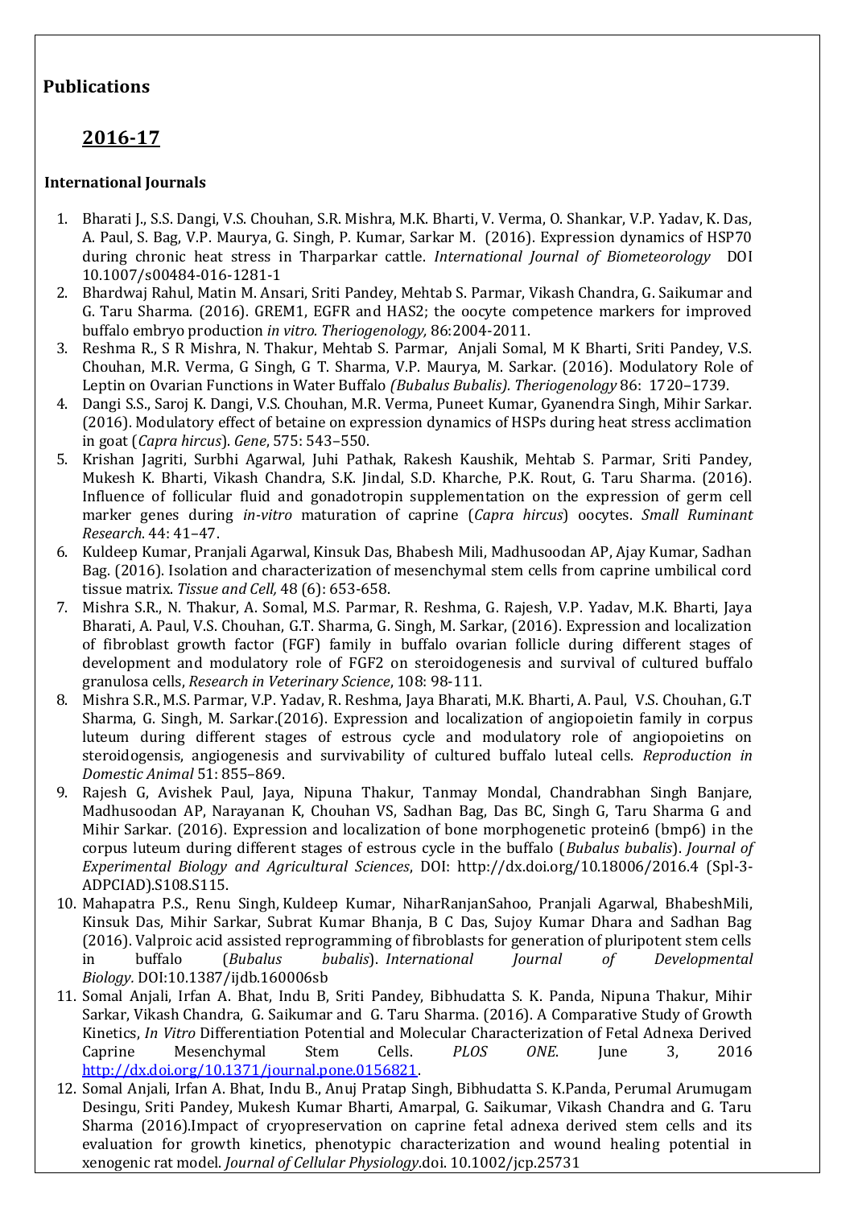## Publications

### 2016-17

**International Journals**

1. Bharati J., S.S. Dangi, V.S. Chouhan, S.R. Mishra, M.K. Bharti, V. Verma, O. Shankar, V.P. Yadav, K. Das, A. Paul, S. Bag, V.P. Maurya, G. Singh, P. Kumar, Sarkar M. (2016). Expression dynamics of HSP70 during chronic heat stress in Tharparkar cattle. *International Journal of Biometeorology* DOI 10.1007/s00484-016-1281-1
2. Bhardwaj Rahul, Matin M. Ansari, Sriti Pandey, Mehtab S. Parmar, Vikash Chandra, G. Saikumar and G. Taru Sharma. (2016). GREM1, EGFR and HAS2; the oocyte competence markers for improved buffalo embryo production *in vitro. Theriogenology,* 86:2004-2011.
3. Reshma R., S R Mishra, N. Thakur, Mehtab S. Parmar, Anjali Somal, M K Bharti, Sriti Pandey, V.S. Chouhan, M.R. Verma, G Singh, G T. Sharma, V.P. Maurya, M. Sarkar. (2016). Modulatory Role of Leptin on Ovarian Functions in Water Buffalo *(Bubalus Bubalis). Theriogenology* 86: 1720–1739.
4. Dangi S.S., Saroj K. Dangi, V.S. Chouhan, M.R. Verma, Puneet Kumar, Gyanendra Singh, Mihir Sarkar. (2016). Modulatory effect of betaine on expression dynamics of HSPs during heat stress acclimation in goat (*Capra hircus*). *Gene*, 575: 543–550.
5. Krishan Jagriti, Surbhi Agarwal, Juhi Pathak, Rakesh Kaushik, Mehtab S. Parmar, Sriti Pandey, Mukesh K. Bharti, Vikash Chandra, S.K. Jindal, S.D. Kharche, P.K. Rout, G. Taru Sharma. (2016). Influence of follicular fluid and gonadotropin supplementation on the expression of germ cell marker genes during *in-vitro* maturation of caprine (*Capra hircus*) oocytes. *Small Ruminant Research*. 44: 41–47.
6. Kuldeep Kumar, Pranjali Agarwal, Kinsuk Das, Bhabesh Mili, Madhusoodan AP, Ajay Kumar, Sadhan Bag. (2016). Isolation and characterization of mesenchymal stem cells from caprine umbilical cord tissue matrix. *Tissue and Cell,* 48 (6): 653-658.
7. Mishra S.R., N. Thakur, A. Somal, M.S. Parmar, R. Reshma, G. Rajesh, V.P. Yadav, M.K. Bharti, Jaya Bharati, A. Paul, V.S. Chouhan, G.T. Sharma, G. Singh, M. Sarkar, (2016). Expression and localization of fibroblast growth factor (FGF) family in buffalo ovarian follicle during different stages of development and modulatory role of FGF2 on steroidogenesis and survival of cultured buffalo granulosa cells, *Research in Veterinary Science*, 108: 98-111.
8. Mishra S.R., M.S. Parmar, V.P. Yadav, R. Reshma, Jaya Bharati, M.K. Bharti, A. Paul, V.S. Chouhan, G.T Sharma, G. Singh, M. Sarkar.(2016). Expression and localization of angiopoietin family in corpus luteum during different stages of estrous cycle and modulatory role of angiopoietins on steroidogensis, angiogenesis and survivability of cultured buffalo luteal cells. *Reproduction in Domestic Animal* 51: 855–869.
9. Rajesh G, Avishek Paul, Jaya, Nipuna Thakur, Tanmay Mondal, Chandrabhan Singh Banjare, Madhusoodan AP, Narayanan K, Chouhan VS, Sadhan Bag, Das BC, Singh G, Taru Sharma G and Mihir Sarkar. (2016). Expression and localization of bone morphogenetic protein6 (bmp6) in the corpus luteum during different stages of estrous cycle in the buffalo (*Bubalus bubalis*). *Journal of Experimental Biology and Agricultural Sciences*, DOI: http://dx.doi.org/10.18006/2016.4 (Spl-3-ADPCIAD).S108.S115.
10. Mahapatra P.S., Renu Singh, Kuldeep Kumar, NiharRanjanSahoo, Pranjali Agarwal, BhabeshMili, Kinsuk Das, Mihir Sarkar, Subrat Kumar Bhanja, B C Das, Sujoy Kumar Dhara and Sadhan Bag (2016). Valproic acid assisted reprogramming of fibroblasts for generation of pluripotent stem cells in buffalo (*Bubalus bubalis*). *International Journal of Developmental Biology.* DOI:10.1387/ijdb.160006sb
11. Somal Anjali, Irfan A. Bhat, Indu B, Sriti Pandey, Bibhudatta S. K. Panda, Nipuna Thakur, Mihir Sarkar, Vikash Chandra, G. Saikumar and G. Taru Sharma. (2016). A Comparative Study of Growth Kinetics, *In Vitro* Differentiation Potential and Molecular Characterization of Fetal Adnexa Derived Caprine Mesenchymal Stem Cells. *PLOS ONE*. June 3, 2016 http://dx.doi.org/10.1371/journal.pone.0156821.
12. Somal Anjali, Irfan A. Bhat, Indu B., Anuj Pratap Singh, Bibhudatta S. K.Panda, Perumal Arumugam Desingu, Sriti Pandey, Mukesh Kumar Bharti, Amarpal, G. Saikumar, Vikash Chandra and G. Taru Sharma (2016).Impact of cryopreservation on caprine fetal adnexa derived stem cells and its evaluation for growth kinetics, phenotypic characterization and wound healing potential in xenogenic rat model. *Journal of Cellular Physiology*.doi. 10.1002/jcp.25731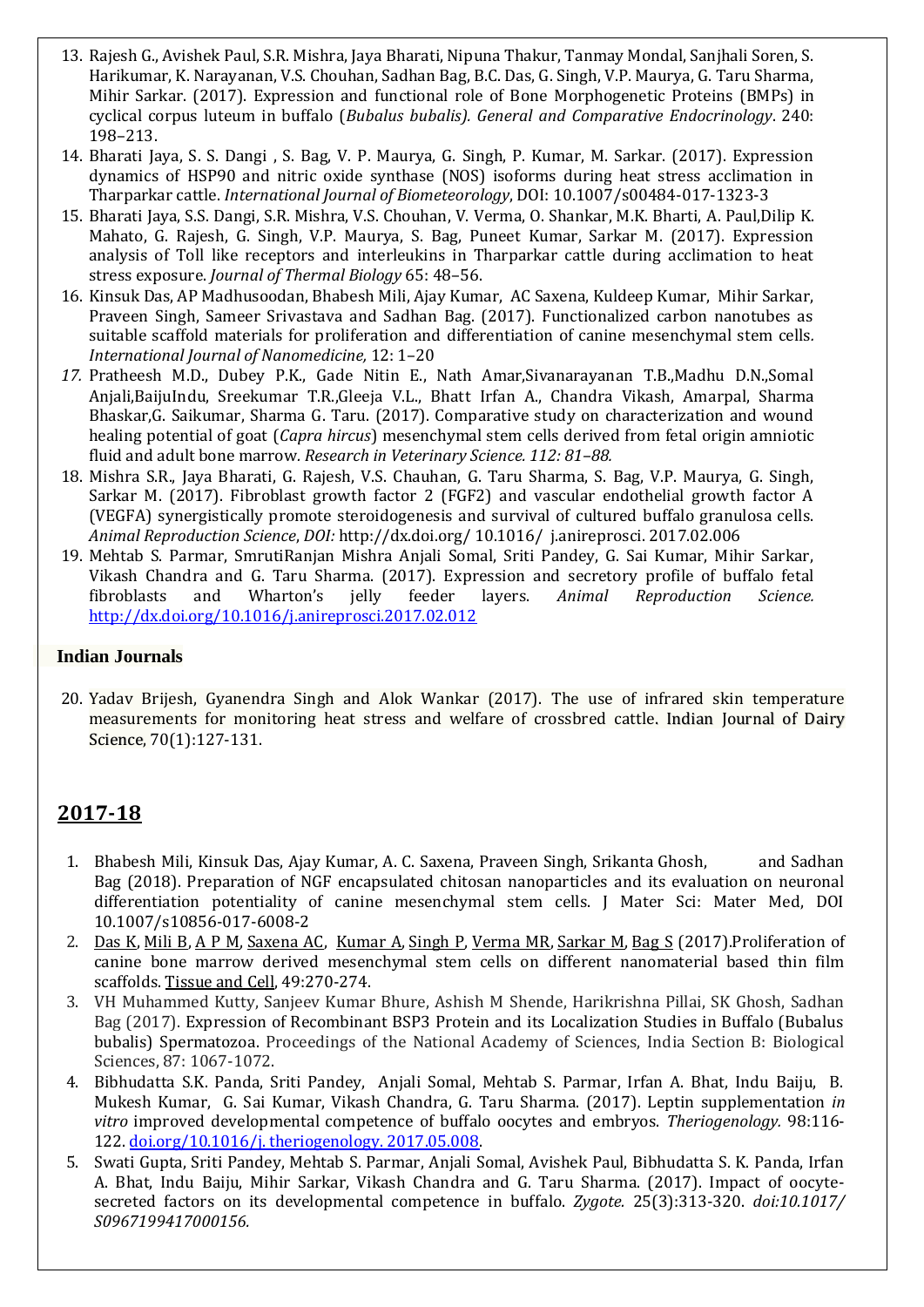13. Rajesh G., Avishek Paul, S.R. Mishra, Jaya Bharati, Nipuna Thakur, Tanmay Mondal, Sanjhali Soren, S. Harikumar, K. Narayanan, V.S. Chouhan, Sadhan Bag, B.C. Das, G. Singh, V.P. Maurya, G. Taru Sharma, Mihir Sarkar. (2017). Expression and functional role of Bone Morphogenetic Proteins (BMPs) in cyclical corpus luteum in buffalo (*Bubalus bubalis). General and Comparative Endocrinology*. 240: 198–213.
14. Bharati Jaya, S. S. Dangi , S. Bag, V. P. Maurya, G. Singh, P. Kumar, M. Sarkar. (2017). Expression dynamics of HSP90 and nitric oxide synthase (NOS) isoforms during heat stress acclimation in Tharparkar cattle. *International Journal of Biometeorology*, DOI: 10.1007/s00484-017-1323-3
15. Bharati Jaya, S.S. Dangi, S.R. Mishra, V.S. Chouhan, V. Verma, O. Shankar, M.K. Bharti, A. Paul,Dilip K. Mahato, G. Rajesh, G. Singh, V.P. Maurya, S. Bag, Puneet Kumar, Sarkar M. (2017). Expression analysis of Toll like receptors and interleukins in Tharparkar cattle during acclimation to heat stress exposure. *Journal of Thermal Biology* 65: 48–56.
16. Kinsuk Das, AP Madhusoodan, Bhabesh Mili, Ajay Kumar, AC Saxena, Kuldeep Kumar, Mihir Sarkar, Praveen Singh, Sameer Srivastava and Sadhan Bag. (2017). Functionalized carbon nanotubes as suitable scaffold materials for proliferation and differentiation of canine mesenchymal stem cells. *International Journal of Nanomedicine,* 12: 1–20
17. Pratheesh M.D., Dubey P.K., Gade Nitin E., Nath Amar,Sivanarayanan T.B.,Madhu D.N.,Somal Anjali,BaijuIndu, Sreekumar T.R.,Gleeja V.L., Bhatt Irfan A., Chandra Vikash, Amarpal, Sharma Bhaskar,G. Saikumar, Sharma G. Taru. (2017). Comparative study on characterization and wound healing potential of goat (*Capra hircus*) mesenchymal stem cells derived from fetal origin amniotic fluid and adult bone marrow*. Research in Veterinary Science. 112: 81–88.*
18. Mishra S.R., Jaya Bharati, G. Rajesh, V.S. Chauhan, G. Taru Sharma, S. Bag, V.P. Maurya, G. Singh, Sarkar M. (2017). Fibroblast growth factor 2 (FGF2) and vascular endothelial growth factor A (VEGFA) synergistically promote steroidogenesis and survival of cultured buffalo granulosa cells. *Animal Reproduction Science*, *DOI:* http://dx.doi.org/ 10.1016/ j.anireprosci. 2017.02.006
19. Mehtab S. Parmar, SmrutiRanjan Mishra Anjali Somal, Sriti Pandey, G. Sai Kumar, Mihir Sarkar, Vikash Chandra and G. Taru Sharma. (2017). Expression and secretory profile of buffalo fetal fibroblasts and Wharton's jelly feeder layers. *Animal Reproduction Science.* http://dx.doi.org/10.1016/j.anireprosci.2017.02.012

**Indian Journals**

20. Yadav Brijesh, Gyanendra Singh and Alok Wankar (2017). The use of infrared skin temperature measurements for monitoring heat stress and welfare of crossbred cattle. Indian Journal of Dairy Science, 70(1):127-131.

## 2017-18

1. Bhabesh Mili, Kinsuk Das, Ajay Kumar, A. C. Saxena, Praveen Singh, Srikanta Ghosh, and Sadhan Bag (2018). Preparation of NGF encapsulated chitosan nanoparticles and its evaluation on neuronal differentiation potentiality of canine mesenchymal stem cells. J Mater Sci: Mater Med, DOI 10.1007/s10856-017-6008-2
2. Das K, Mili B, A P M, Saxena AC, Kumar A, Singh P, Verma MR, Sarkar M, Bag S (2017).Proliferation of canine bone marrow derived mesenchymal stem cells on different nanomaterial based thin film scaffolds. Tissue and Cell, 49:270-274.
3. VH Muhammed Kutty, Sanjeev Kumar Bhure, Ashish M Shende, Harikrishna Pillai, SK Ghosh, Sadhan Bag (2017). Expression of Recombinant BSP3 Protein and its Localization Studies in Buffalo (Bubalus bubalis) Spermatozoa. Proceedings of the National Academy of Sciences, India Section B: Biological Sciences, 87: 1067-1072.
4. Bibhudatta S.K. Panda, Sriti Pandey, Anjali Somal, Mehtab S. Parmar, Irfan A. Bhat, Indu Baiju, B. Mukesh Kumar, G. Sai Kumar, Vikash Chandra, G. Taru Sharma. (2017). Leptin supplementation *in vitro* improved developmental competence of buffalo oocytes and embryos. *Theriogenology.* 98:116-122. doi.org/10.1016/j. theriogenology. 2017.05.008.
5. Swati Gupta, Sriti Pandey, Mehtab S. Parmar, Anjali Somal, Avishek Paul, Bibhudatta S. K. Panda, Irfan A. Bhat, Indu Baiju, Mihir Sarkar, Vikash Chandra and G. Taru Sharma. (2017). Impact of oocyte-secreted factors on its developmental competence in buffalo. *Zygote.* 25(3):313-320. *doi:10.1017/ S0967199417000156.*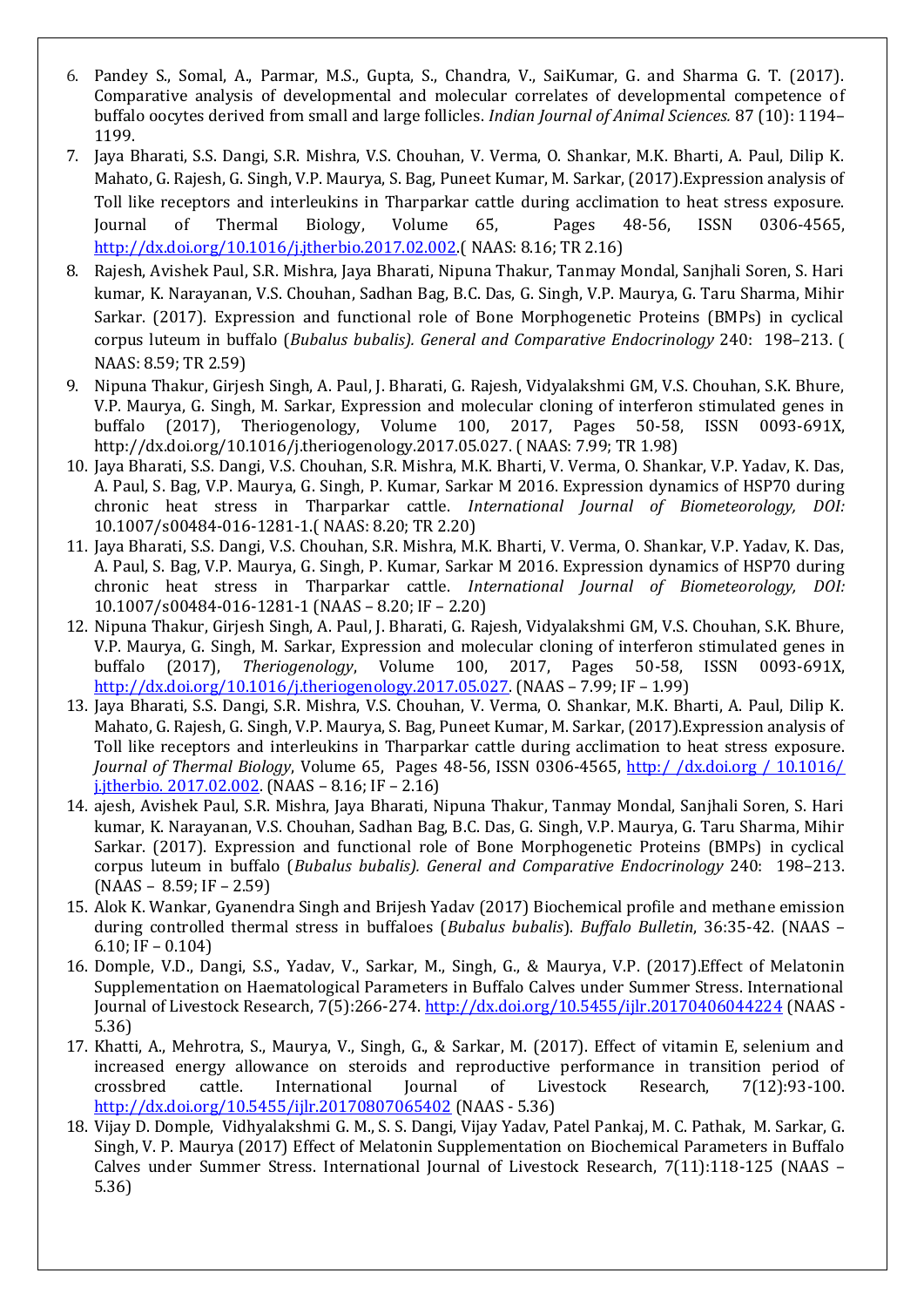6. Pandey S., Somal, A., Parmar, M.S., Gupta, S., Chandra, V., SaiKumar, G. and Sharma G. T. (2017). Comparative analysis of developmental and molecular correlates of developmental competence of buffalo oocytes derived from small and large follicles. *Indian Journal of Animal Sciences.* 87 (10): 1194–1199.
7. Jaya Bharati, S.S. Dangi, S.R. Mishra, V.S. Chouhan, V. Verma, O. Shankar, M.K. Bharti, A. Paul, Dilip K. Mahato, G. Rajesh, G. Singh, V.P. Maurya, S. Bag, Puneet Kumar, M. Sarkar, (2017).Expression analysis of Toll like receptors and interleukins in Tharparkar cattle during acclimation to heat stress exposure. Journal of Thermal Biology, Volume 65, Pages 48-56, ISSN 0306-4565, http://dx.doi.org/10.1016/j.jtherbio.2017.02.002.( NAAS: 8.16; TR 2.16)
8. Rajesh, Avishek Paul, S.R. Mishra, Jaya Bharati, Nipuna Thakur, Tanmay Mondal, Sanjhali Soren, S. Hari kumar, K. Narayanan, V.S. Chouhan, Sadhan Bag, B.C. Das, G. Singh, V.P. Maurya, G. Taru Sharma, Mihir Sarkar. (2017). Expression and functional role of Bone Morphogenetic Proteins (BMPs) in cyclical corpus luteum in buffalo (*Bubalus bubalis). General and Comparative Endocrinology* 240: 198–213. ( NAAS: 8.59; TR 2.59)
9. Nipuna Thakur, Girjesh Singh, A. Paul, J. Bharati, G. Rajesh, Vidyalakshmi GM, V.S. Chouhan, S.K. Bhure, V.P. Maurya, G. Singh, M. Sarkar, Expression and molecular cloning of interferon stimulated genes in buffalo (2017), Theriogenology, Volume 100, 2017, Pages 50-58, ISSN 0093-691X, http://dx.doi.org/10.1016/j.theriogenology.2017.05.027. ( NAAS: 7.99; TR 1.98)
10. Jaya Bharati, S.S. Dangi, V.S. Chouhan, S.R. Mishra, M.K. Bharti, V. Verma, O. Shankar, V.P. Yadav, K. Das, A. Paul, S. Bag, V.P. Maurya, G. Singh, P. Kumar, Sarkar M 2016. Expression dynamics of HSP70 during chronic heat stress in Tharparkar cattle. *International Journal of Biometeorology, DOI:* 10.1007/s00484-016-1281-1.( NAAS: 8.20; TR 2.20)
11. Jaya Bharati, S.S. Dangi, V.S. Chouhan, S.R. Mishra, M.K. Bharti, V. Verma, O. Shankar, V.P. Yadav, K. Das, A. Paul, S. Bag, V.P. Maurya, G. Singh, P. Kumar, Sarkar M 2016. Expression dynamics of HSP70 during chronic heat stress in Tharparkar cattle. *International Journal of Biometeorology, DOI:* 10.1007/s00484-016-1281-1 (NAAS – 8.20; IF – 2.20)
12. Nipuna Thakur, Girjesh Singh, A. Paul, J. Bharati, G. Rajesh, Vidyalakshmi GM, V.S. Chouhan, S.K. Bhure, V.P. Maurya, G. Singh, M. Sarkar, Expression and molecular cloning of interferon stimulated genes in buffalo (2017), *Theriogenology*, Volume 100, 2017, Pages 50-58, ISSN 0093-691X, http://dx.doi.org/10.1016/j.theriogenology.2017.05.027. (NAAS – 7.99; IF – 1.99)
13. Jaya Bharati, S.S. Dangi, S.R. Mishra, V.S. Chouhan, V. Verma, O. Shankar, M.K. Bharti, A. Paul, Dilip K. Mahato, G. Rajesh, G. Singh, V.P. Maurya, S. Bag, Puneet Kumar, M. Sarkar, (2017).Expression analysis of Toll like receptors and interleukins in Tharparkar cattle during acclimation to heat stress exposure. *Journal of Thermal Biology*, Volume 65, Pages 48-56, ISSN 0306-4565, http:/ /dx.doi.org / 10.1016/ j.jtherbio. 2017.02.002. (NAAS – 8.16; IF – 2.16)
14. ajesh, Avishek Paul, S.R. Mishra, Jaya Bharati, Nipuna Thakur, Tanmay Mondal, Sanjhali Soren, S. Hari kumar, K. Narayanan, V.S. Chouhan, Sadhan Bag, B.C. Das, G. Singh, V.P. Maurya, G. Taru Sharma, Mihir Sarkar. (2017). Expression and functional role of Bone Morphogenetic Proteins (BMPs) in cyclical corpus luteum in buffalo (*Bubalus bubalis). General and Comparative Endocrinology* 240: 198–213. (NAAS – 8.59; IF – 2.59)
15. Alok K. Wankar, Gyanendra Singh and Brijesh Yadav (2017) Biochemical profile and methane emission during controlled thermal stress in buffaloes (*Bubalus bubalis*). *Buffalo Bulletin*, 36:35-42. (NAAS – 6.10; IF – 0.104)
16. Domple, V.D., Dangi, S.S., Yadav, V., Sarkar, M., Singh, G., & Maurya, V.P. (2017).Effect of Melatonin Supplementation on Haematological Parameters in Buffalo Calves under Summer Stress. International Journal of Livestock Research, 7(5):266-274. http://dx.doi.org/10.5455/ijlr.20170406044224 (NAAS - 5.36)
17. Khatti, A., Mehrotra, S., Maurya, V., Singh, G., & Sarkar, M. (2017). Effect of vitamin E, selenium and increased energy allowance on steroids and reproductive performance in transition period of crossbred cattle. International Journal of Livestock Research, 7(12):93-100. http://dx.doi.org/10.5455/ijlr.20170807065402 (NAAS - 5.36)
18. Vijay D. Domple, Vidhyalakshmi G. M., S. S. Dangi, Vijay Yadav, Patel Pankaj, M. C. Pathak, M. Sarkar, G. Singh, V. P. Maurya (2017) Effect of Melatonin Supplementation on Biochemical Parameters in Buffalo Calves under Summer Stress. International Journal of Livestock Research, 7(11):118-125 (NAAS – 5.36)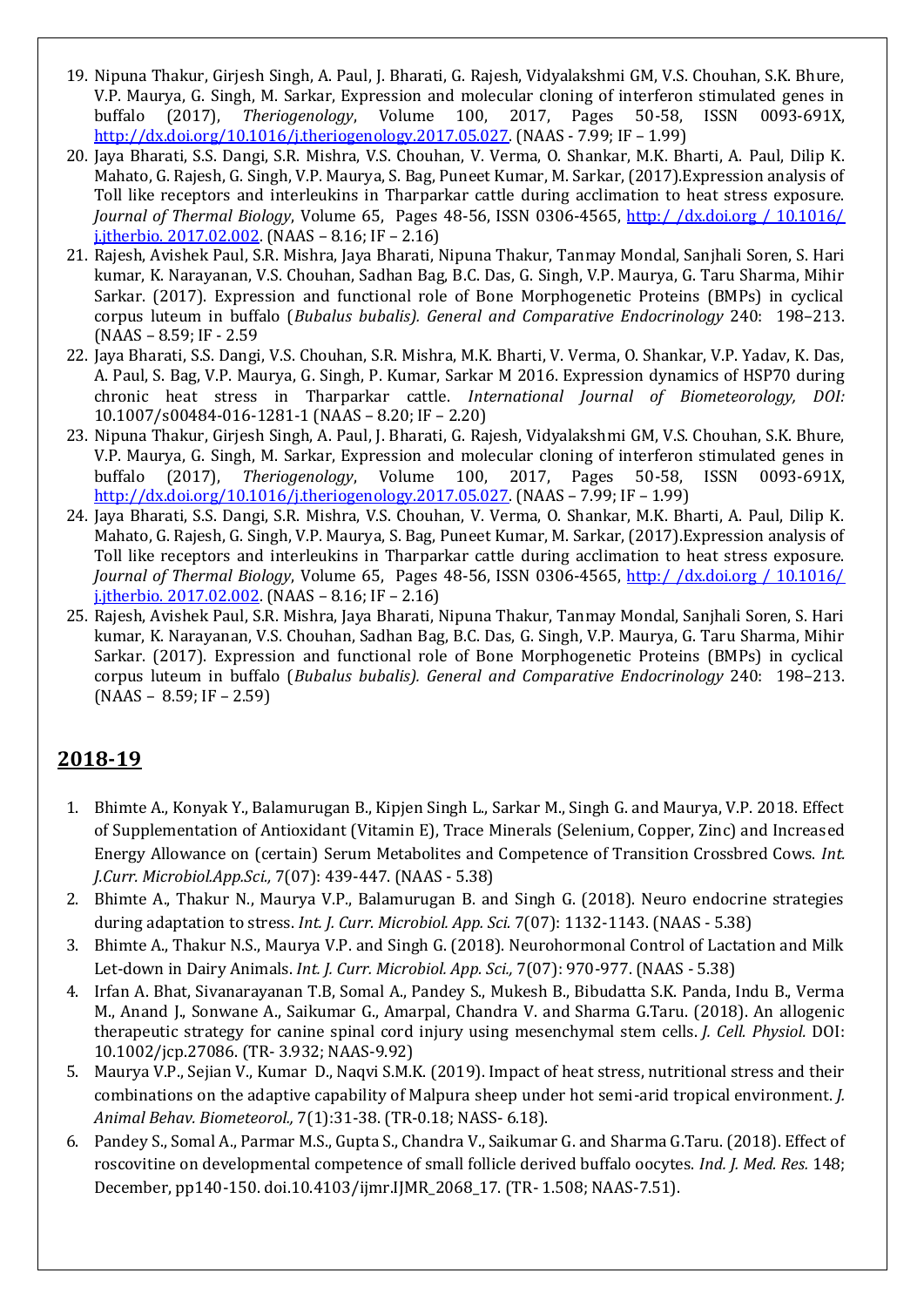19. Nipuna Thakur, Girjesh Singh, A. Paul, J. Bharati, G. Rajesh, Vidyalakshmi GM, V.S. Chouhan, S.K. Bhure, V.P. Maurya, G. Singh, M. Sarkar, Expression and molecular cloning of interferon stimulated genes in buffalo (2017), *Theriogenology*, Volume 100, 2017, Pages 50-58, ISSN 0093-691X, http://dx.doi.org/10.1016/j.theriogenology.2017.05.027. (NAAS - 7.99; IF – 1.99)
20. Jaya Bharati, S.S. Dangi, S.R. Mishra, V.S. Chouhan, V. Verma, O. Shankar, M.K. Bharti, A. Paul, Dilip K. Mahato, G. Rajesh, G. Singh, V.P. Maurya, S. Bag, Puneet Kumar, M. Sarkar, (2017).Expression analysis of Toll like receptors and interleukins in Tharparkar cattle during acclimation to heat stress exposure. *Journal of Thermal Biology*, Volume 65, Pages 48-56, ISSN 0306-4565, http:/ /dx.doi.org / 10.1016/ j.jtherbio. 2017.02.002. (NAAS – 8.16; IF – 2.16)
21. Rajesh, Avishek Paul, S.R. Mishra, Jaya Bharati, Nipuna Thakur, Tanmay Mondal, Sanjhali Soren, S. Hari kumar, K. Narayanan, V.S. Chouhan, Sadhan Bag, B.C. Das, G. Singh, V.P. Maurya, G. Taru Sharma, Mihir Sarkar. (2017). Expression and functional role of Bone Morphogenetic Proteins (BMPs) in cyclical corpus luteum in buffalo (*Bubalus bubalis). General and Comparative Endocrinology* 240: 198–213. (NAAS – 8.59; IF - 2.59
22. Jaya Bharati, S.S. Dangi, V.S. Chouhan, S.R. Mishra, M.K. Bharti, V. Verma, O. Shankar, V.P. Yadav, K. Das, A. Paul, S. Bag, V.P. Maurya, G. Singh, P. Kumar, Sarkar M 2016. Expression dynamics of HSP70 during chronic heat stress in Tharparkar cattle. *International Journal of Biometeorology, DOI:* 10.1007/s00484-016-1281-1 (NAAS – 8.20; IF – 2.20)
23. Nipuna Thakur, Girjesh Singh, A. Paul, J. Bharati, G. Rajesh, Vidyalakshmi GM, V.S. Chouhan, S.K. Bhure, V.P. Maurya, G. Singh, M. Sarkar, Expression and molecular cloning of interferon stimulated genes in buffalo (2017), *Theriogenology*, Volume 100, 2017, Pages 50-58, ISSN 0093-691X, http://dx.doi.org/10.1016/j.theriogenology.2017.05.027. (NAAS – 7.99; IF – 1.99)
24. Jaya Bharati, S.S. Dangi, S.R. Mishra, V.S. Chouhan, V. Verma, O. Shankar, M.K. Bharti, A. Paul, Dilip K. Mahato, G. Rajesh, G. Singh, V.P. Maurya, S. Bag, Puneet Kumar, M. Sarkar, (2017).Expression analysis of Toll like receptors and interleukins in Tharparkar cattle during acclimation to heat stress exposure. *Journal of Thermal Biology*, Volume 65, Pages 48-56, ISSN 0306-4565, http:/ /dx.doi.org / 10.1016/ j.jtherbio. 2017.02.002. (NAAS – 8.16; IF – 2.16)
25. Rajesh, Avishek Paul, S.R. Mishra, Jaya Bharati, Nipuna Thakur, Tanmay Mondal, Sanjhali Soren, S. Hari kumar, K. Narayanan, V.S. Chouhan, Sadhan Bag, B.C. Das, G. Singh, V.P. Maurya, G. Taru Sharma, Mihir Sarkar. (2017). Expression and functional role of Bone Morphogenetic Proteins (BMPs) in cyclical corpus luteum in buffalo (*Bubalus bubalis). General and Comparative Endocrinology* 240: 198–213. (NAAS – 8.59; IF – 2.59)

## **2018-19**

1. Bhimte A., Konyak Y., Balamurugan B., Kipjen Singh L., Sarkar M., Singh G. and Maurya, V.P. 2018. Effect of Supplementation of Antioxidant (Vitamin E), Trace Minerals (Selenium, Copper, Zinc) and Increased Energy Allowance on (certain) Serum Metabolites and Competence of Transition Crossbred Cows. *Int. J.Curr. Microbiol.App.Sci.,* 7(07): 439-447. (NAAS - 5.38)
2. Bhimte A., Thakur N., Maurya V.P., Balamurugan B. and Singh G. (2018). Neuro endocrine strategies during adaptation to stress. *Int. J. Curr. Microbiol. App. Sci.* 7(07): 1132-1143. (NAAS - 5.38)
3. Bhimte A., Thakur N.S., Maurya V.P. and Singh G. (2018). Neurohormonal Control of Lactation and Milk Let-down in Dairy Animals. *Int. J. Curr. Microbiol. App. Sci.,* 7(07): 970-977. (NAAS - 5.38)
4. Irfan A. Bhat, Sivanarayanan T.B, Somal A., Pandey S., Mukesh B., Bibudatta S.K. Panda, Indu B., Verma M., Anand J., Sonwane A., Saikumar G., Amarpal, Chandra V. and Sharma G.Taru. (2018). An allogenic therapeutic strategy for canine spinal cord injury using mesenchymal stem cells. *J. Cell. Physiol.* DOI: 10.1002/jcp.27086. (TR- 3.932; NAAS-9.92)
5. Maurya V.P., Sejian V., Kumar D., Naqvi S.M.K. (2019). Impact of heat stress, nutritional stress and their combinations on the adaptive capability of Malpura sheep under hot semi-arid tropical environment. *J. Animal Behav. Biometeorol.,* 7(1):31-38. (TR-0.18; NASS- 6.18).
6. Pandey S., Somal A., Parmar M.S., Gupta S., Chandra V., Saikumar G. and Sharma G.Taru. (2018). Effect of roscovitine on developmental competence of small follicle derived buffalo oocytes. *Ind. J. Med. Res.* 148; December, pp140-150. doi.10.4103/ijmr.IJMR_2068_17. (TR- 1.508; NAAS-7.51).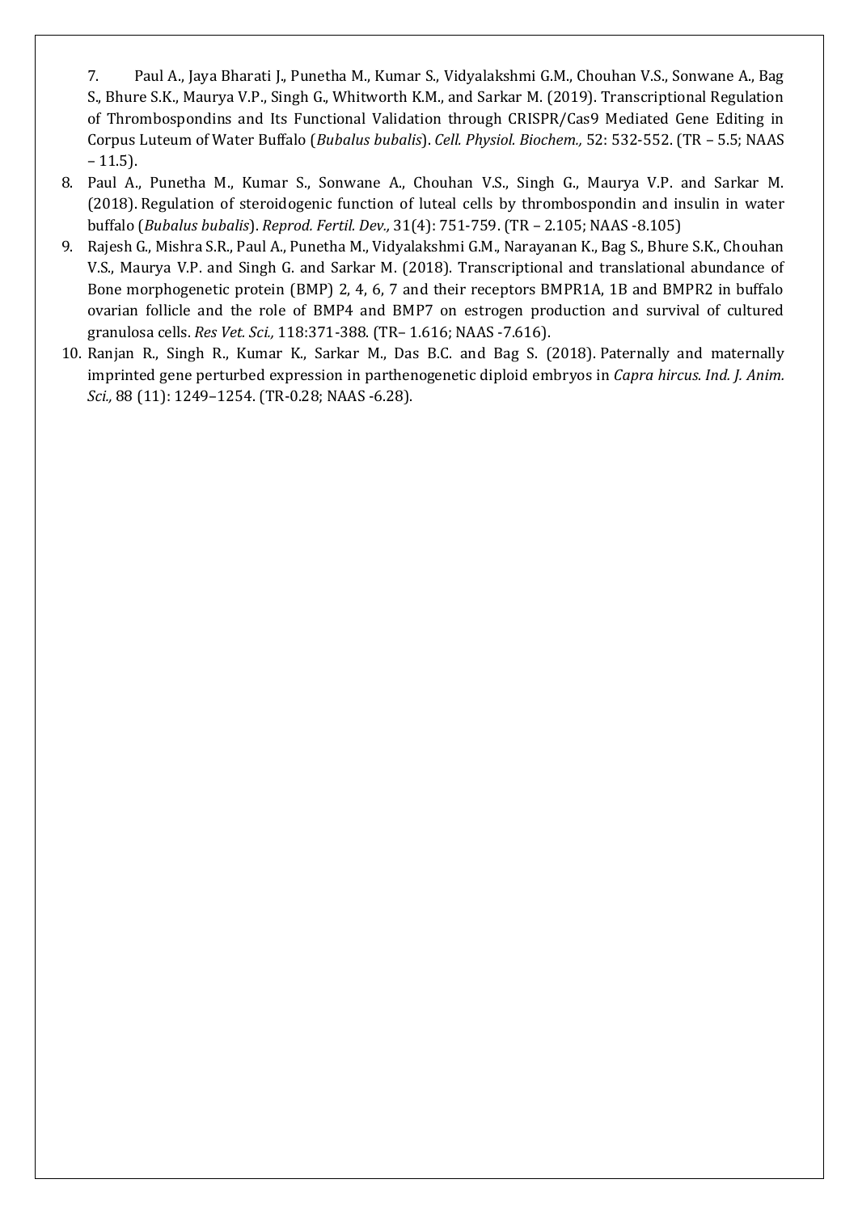7. Paul A., Jaya Bharati J., Punetha M., Kumar S., Vidyalakshmi G.M., Chouhan V.S., Sonwane A., Bag S., Bhure S.K., Maurya V.P., Singh G., Whitworth K.M., and Sarkar M. (2019). Transcriptional Regulation of Thrombospondins and Its Functional Validation through CRISPR/Cas9 Mediated Gene Editing in Corpus Luteum of Water Buffalo (*Bubalus bubalis*). *Cell. Physiol. Biochem.,* 52: 532-552. (TR – 5.5; NAAS – 11.5).
8. Paul A., Punetha M., Kumar S., Sonwane A., Chouhan V.S., Singh G., Maurya V.P. and Sarkar M. (2018). Regulation of steroidogenic function of luteal cells by thrombospondin and insulin in water buffalo (*Bubalus bubalis*). *Reprod. Fertil. Dev.,* 31(4): 751-759. (TR – 2.105; NAAS -8.105)
9. Rajesh G., Mishra S.R., Paul A., Punetha M., Vidyalakshmi G.M., Narayanan K., Bag S., Bhure S.K., Chouhan V.S., Maurya V.P. and Singh G. and Sarkar M. (2018). Transcriptional and translational abundance of Bone morphogenetic protein (BMP) 2, 4, 6, 7 and their receptors BMPR1A, 1B and BMPR2 in buffalo ovarian follicle and the role of BMP4 and BMP7 on estrogen production and survival of cultured granulosa cells. *Res Vet. Sci.,* 118:371-388. (TR– 1.616; NAAS -7.616).
10. Ranjan R., Singh R., Kumar K., Sarkar M., Das B.C. and Bag S. (2018). Paternally and maternally imprinted gene perturbed expression in parthenogenetic diploid embryos in *Capra hircus. Ind. J. Anim. Sci.,* 88 (11): 1249–1254. (TR-0.28; NAAS -6.28).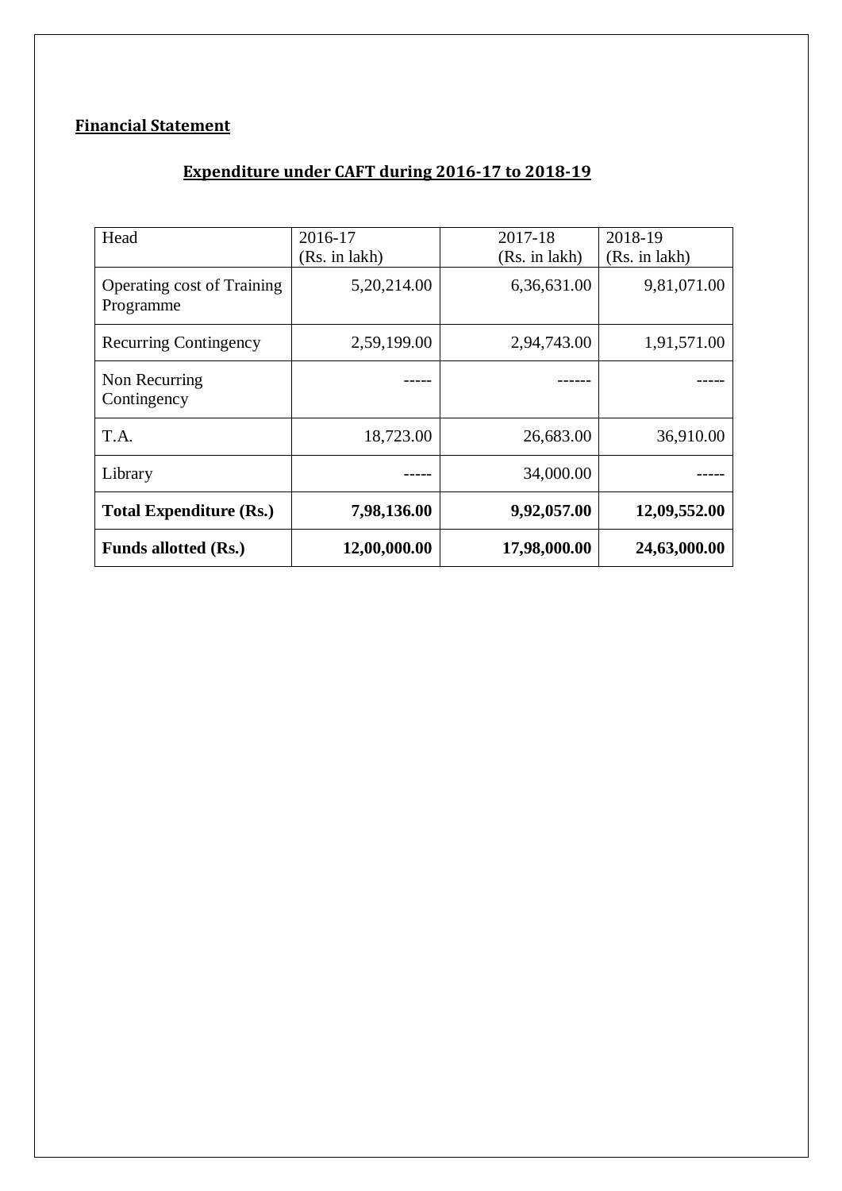**Financial Statement**

**Expenditure under CAFT during 2016-17 to 2018-19**

| Head | 2016-17 (Rs. in lakh) | 2017-18 (Rs. in lakh) | 2018-19 (Rs. in lakh) |
|---|---|---|---|
| Operating cost of Training Programme | 5,20,214.00 | 6,36,631.00 | 9,81,071.00 |
| Recurring Contingency | 2,59,199.00 | 2,94,743.00 | 1,91,571.00 |
| Non Recurring Contingency | ----- | ------ | ----- |
| T.A. | 18,723.00 | 26,683.00 | 36,910.00 |
| Library | ----- | 34,000.00 | ----- |
| **Total Expenditure (Rs.)** | **7,98,136.00** | **9,92,057.00** | **12,09,552.00** |
| **Funds allotted (Rs.)** | **12,00,000.00** | **17,98,000.00** | **24,63,000.00** |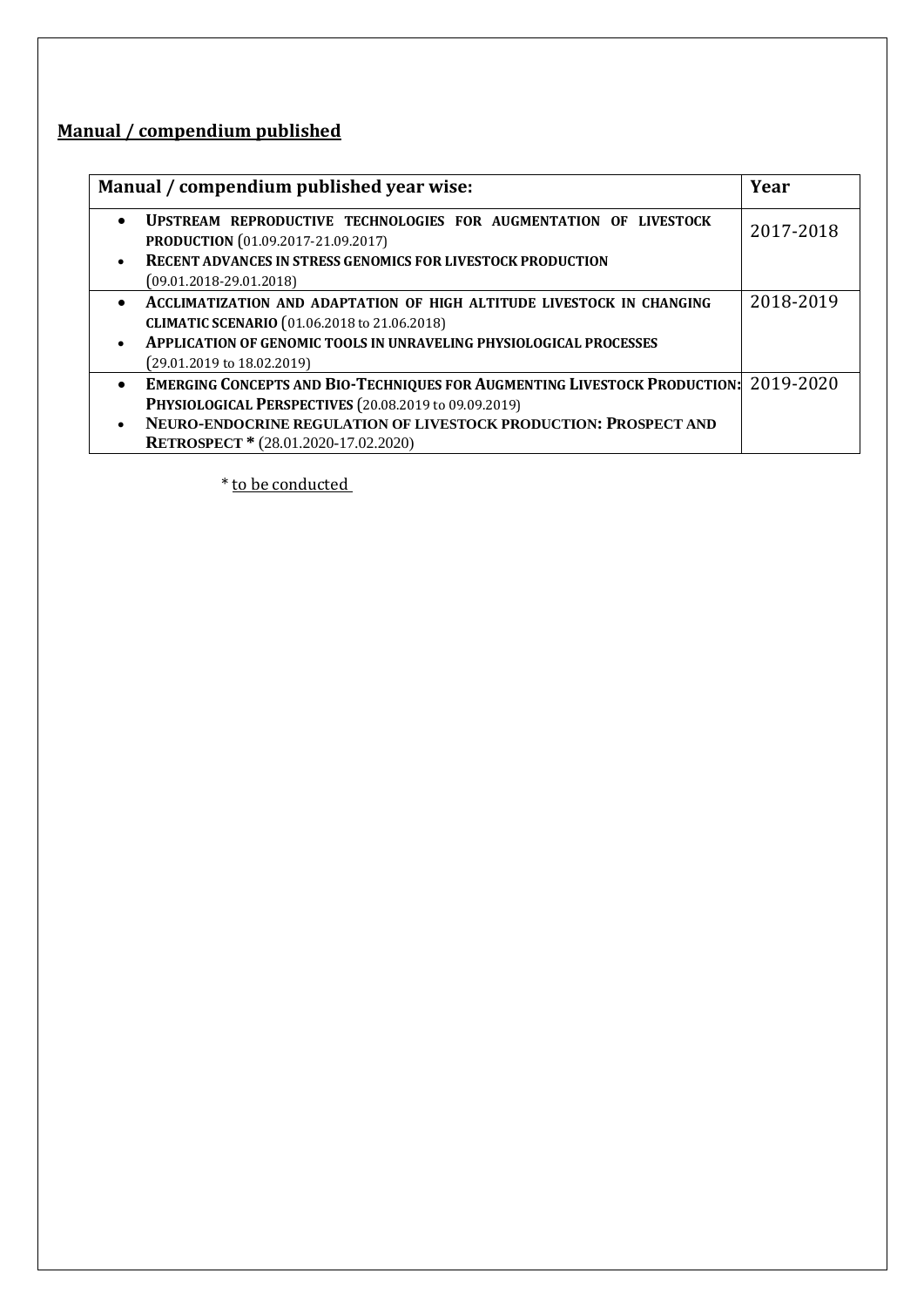## Manual / compendium published

| Manual / compendium published year wise: | Year |
|---|---|
| • **Upstream reproductive technologies for augmentation of livestock production** (01.09.2017-21.09.2017)<br>• **Recent advances in stress genomics for livestock production** (09.01.2018-29.01.2018) | 2017-2018 |
| • **Acclimatization and adaptation of high altitude livestock in changing climatic scenario** (01.06.2018 to 21.06.2018)<br>• **Application of genomic tools in unraveling physiological processes** (29.01.2019 to 18.02.2019) | 2018-2019 |
| • **Emerging Concepts and Bio-Techniques for Augmenting Livestock Production: Physiological Perspectives** (20.08.2019 to 09.09.2019)<br>• **Neuro-endocrine regulation of livestock production: Prospect and Retrospect *** (28.01.2020-17.02.2020) | 2019-2020 |

* to be conducted